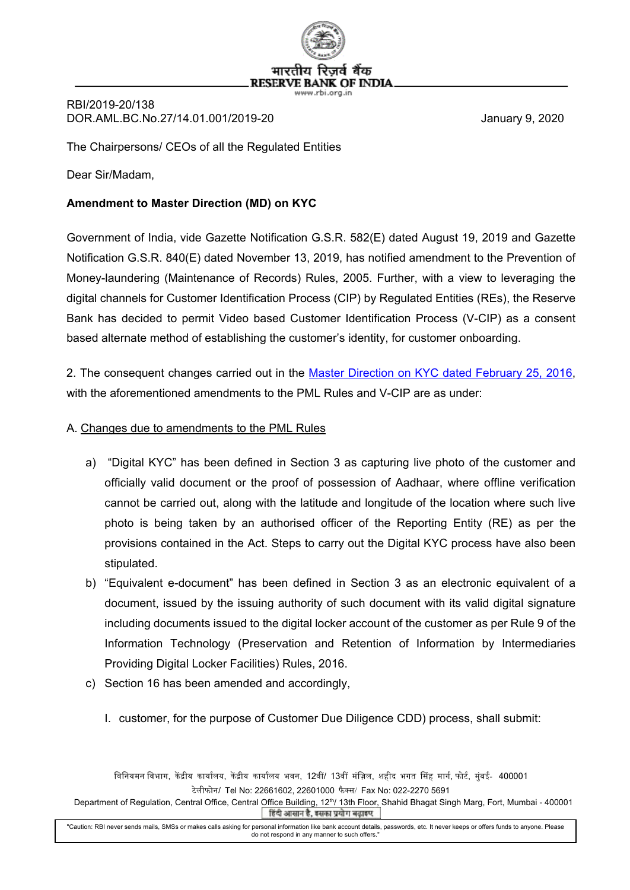भारतीय रिज़र्व बैंक
RESERVE BANK OF INDIA
www.rbi.org.in

RBI/2019-20/138
DOR.AML.BC.No.27/14.01.001/2019-20

January 9, 2020

The Chairpersons/ CEOs of all the Regulated Entities

Dear Sir/Madam,

**Amendment to Master Direction (MD) on KYC**

Government of India, vide Gazette Notification G.S.R. 582(E) dated August 19, 2019 and Gazette Notification G.S.R. 840(E) dated November 13, 2019, has notified amendment to the Prevention of Money-laundering (Maintenance of Records) Rules, 2005. Further, with a view to leveraging the digital channels for Customer Identification Process (CIP) by Regulated Entities (REs), the Reserve Bank has decided to permit Video based Customer Identification Process (V-CIP) as a consent based alternate method of establishing the customer's identity, for customer onboarding.

2. The consequent changes carried out in the Master Direction on KYC dated February 25, 2016, with the aforementioned amendments to the PML Rules and V-CIP are as under:

A. Changes due to amendments to the PML Rules

a) "Digital KYC" has been defined in Section 3 as capturing live photo of the customer and officially valid document or the proof of possession of Aadhaar, where offline verification cannot be carried out, along with the latitude and longitude of the location where such live photo is being taken by an authorised officer of the Reporting Entity (RE) as per the provisions contained in the Act. Steps to carry out the Digital KYC process have also been stipulated.

b) "Equivalent e-document" has been defined in Section 3 as an electronic equivalent of a document, issued by the issuing authority of such document with its valid digital signature including documents issued to the digital locker account of the customer as per Rule 9 of the Information Technology (Preservation and Retention of Information by Intermediaries Providing Digital Locker Facilities) Rules, 2016.

c) Section 16 has been amended and accordingly,

   I. customer, for the purpose of Customer Due Diligence CDD) process, shall submit:

विनियमन विभाग, केंद्रीय कार्यालय, केंद्रीय कार्यालय भवन, 12वीं/ 13वीं मंज़िल, शहीद भगत सिंह मार्ग, फोर्ट, मुंबई- 400001
टेलीफोन/ Tel No: 22661602, 22601000 फैक्स/ Fax No: 022-2270 5691
Department of Regulation, Central Office, Central Office Building, 12th/ 13th Floor, Shahid Bhagat Singh Marg, Fort, Mumbai - 400001
हिंदी आसान है, इसका प्रयोग बढ़ाइए

"Caution: RBI never sends mails, SMSs or makes calls asking for personal information like bank account details, passwords, etc. It never keeps or offers funds to anyone. Please do not respond in any manner to such offers."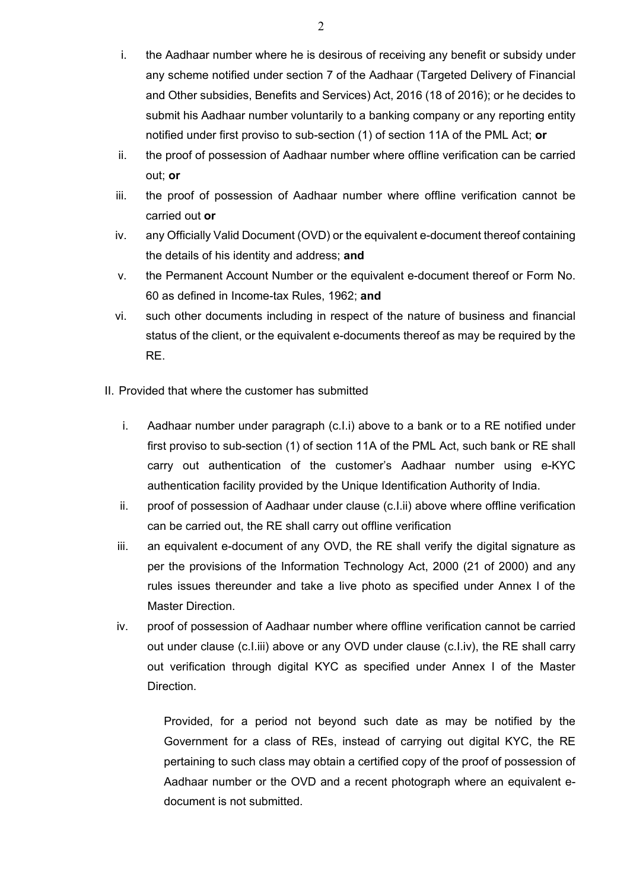i. the Aadhaar number where he is desirous of receiving any benefit or subsidy under any scheme notified under section 7 of the Aadhaar (Targeted Delivery of Financial and Other subsidies, Benefits and Services) Act, 2016 (18 of 2016); or he decides to submit his Aadhaar number voluntarily to a banking company or any reporting entity notified under first proviso to sub-section (1) of section 11A of the PML Act; **or**

ii. the proof of possession of Aadhaar number where offline verification can be carried out; **or**

iii. the proof of possession of Aadhaar number where offline verification cannot be carried out **or**

iv. any Officially Valid Document (OVD) or the equivalent e-document thereof containing the details of his identity and address; **and**

v. the Permanent Account Number or the equivalent e-document thereof or Form No. 60 as defined in Income-tax Rules, 1962; **and**

vi. such other documents including in respect of the nature of business and financial status of the client, or the equivalent e-documents thereof as may be required by the RE.

II. Provided that where the customer has submitted

i. Aadhaar number under paragraph (c.I.i) above to a bank or to a RE notified under first proviso to sub-section (1) of section 11A of the PML Act, such bank or RE shall carry out authentication of the customer's Aadhaar number using e-KYC authentication facility provided by the Unique Identification Authority of India.

ii. proof of possession of Aadhaar under clause (c.I.ii) above where offline verification can be carried out, the RE shall carry out offline verification

iii. an equivalent e-document of any OVD, the RE shall verify the digital signature as per the provisions of the Information Technology Act, 2000 (21 of 2000) and any rules issues thereunder and take a live photo as specified under Annex I of the Master Direction.

iv. proof of possession of Aadhaar number where offline verification cannot be carried out under clause (c.I.iii) above or any OVD under clause (c.I.iv), the RE shall carry out verification through digital KYC as specified under Annex I of the Master Direction.

Provided, for a period not beyond such date as may be notified by the Government for a class of REs, instead of carrying out digital KYC, the RE pertaining to such class may obtain a certified copy of the proof of possession of Aadhaar number or the OVD and a recent photograph where an equivalent e-document is not submitted.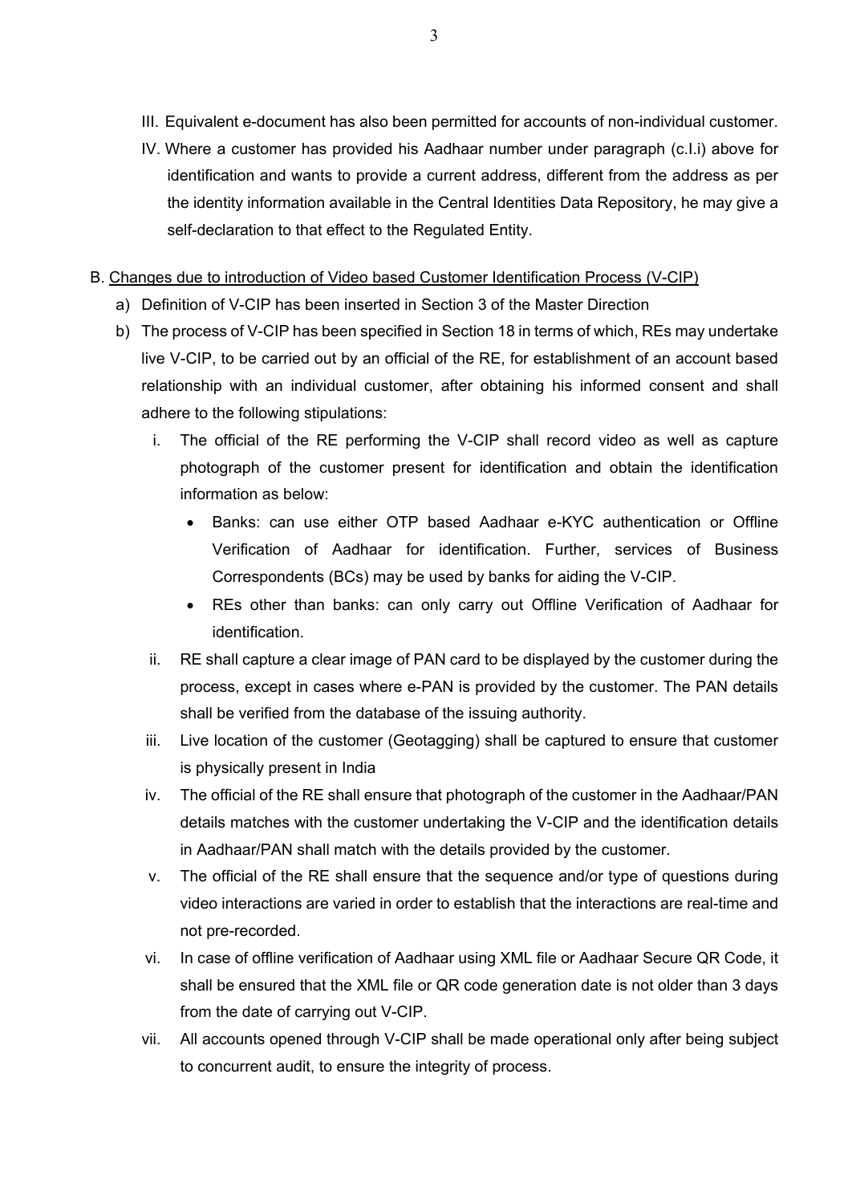III. Equivalent e-document has also been permitted for accounts of non-individual customer.

IV. Where a customer has provided his Aadhaar number under paragraph (c.I.i) above for identification and wants to provide a current address, different from the address as per the identity information available in the Central Identities Data Repository, he may give a self-declaration to that effect to the Regulated Entity.

B. Changes due to introduction of Video based Customer Identification Process (V-CIP)

a) Definition of V-CIP has been inserted in Section 3 of the Master Direction

b) The process of V-CIP has been specified in Section 18 in terms of which, REs may undertake live V-CIP, to be carried out by an official of the RE, for establishment of an account based relationship with an individual customer, after obtaining his informed consent and shall adhere to the following stipulations:

   i. The official of the RE performing the V-CIP shall record video as well as capture photograph of the customer present for identification and obtain the identification information as below:
      - Banks: can use either OTP based Aadhaar e-KYC authentication or Offline Verification of Aadhaar for identification. Further, services of Business Correspondents (BCs) may be used by banks for aiding the V-CIP.
      - REs other than banks: can only carry out Offline Verification of Aadhaar for identification.

   ii. RE shall capture a clear image of PAN card to be displayed by the customer during the process, except in cases where e-PAN is provided by the customer. The PAN details shall be verified from the database of the issuing authority.

   iii. Live location of the customer (Geotagging) shall be captured to ensure that customer is physically present in India

   iv. The official of the RE shall ensure that photograph of the customer in the Aadhaar/PAN details matches with the customer undertaking the V-CIP and the identification details in Aadhaar/PAN shall match with the details provided by the customer.

   v. The official of the RE shall ensure that the sequence and/or type of questions during video interactions are varied in order to establish that the interactions are real-time and not pre-recorded.

   vi. In case of offline verification of Aadhaar using XML file or Aadhaar Secure QR Code, it shall be ensured that the XML file or QR code generation date is not older than 3 days from the date of carrying out V-CIP.

   vii. All accounts opened through V-CIP shall be made operational only after being subject to concurrent audit, to ensure the integrity of process.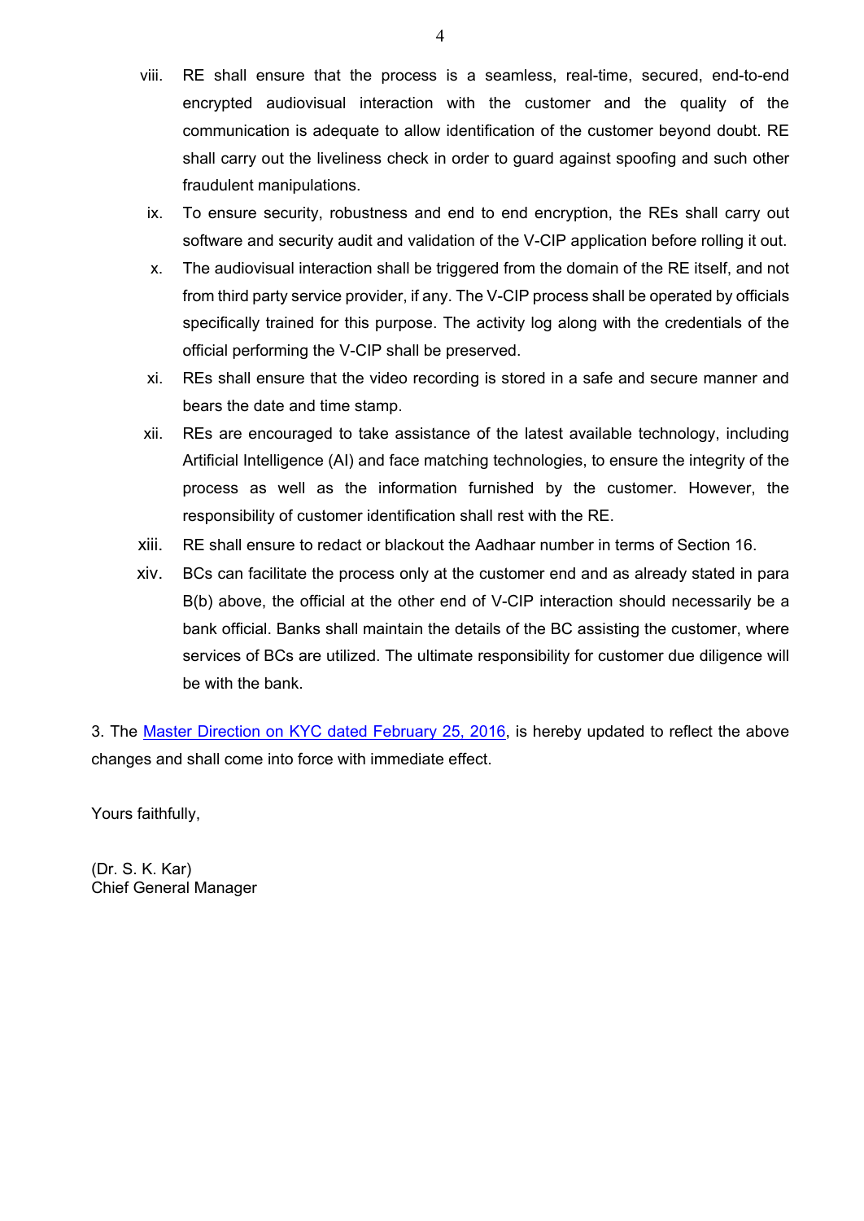viii. RE shall ensure that the process is a seamless, real-time, secured, end-to-end encrypted audiovisual interaction with the customer and the quality of the communication is adequate to allow identification of the customer beyond doubt. RE shall carry out the liveliness check in order to guard against spoofing and such other fraudulent manipulations.

ix. To ensure security, robustness and end to end encryption, the REs shall carry out software and security audit and validation of the V-CIP application before rolling it out.

x. The audiovisual interaction shall be triggered from the domain of the RE itself, and not from third party service provider, if any. The V-CIP process shall be operated by officials specifically trained for this purpose. The activity log along with the credentials of the official performing the V-CIP shall be preserved.

xi. REs shall ensure that the video recording is stored in a safe and secure manner and bears the date and time stamp.

xii. REs are encouraged to take assistance of the latest available technology, including Artificial Intelligence (AI) and face matching technologies, to ensure the integrity of the process as well as the information furnished by the customer. However, the responsibility of customer identification shall rest with the RE.

xiii. RE shall ensure to redact or blackout the Aadhaar number in terms of Section 16.

xiv. BCs can facilitate the process only at the customer end and as already stated in para B(b) above, the official at the other end of V-CIP interaction should necessarily be a bank official. Banks shall maintain the details of the BC assisting the customer, where services of BCs are utilized. The ultimate responsibility for customer due diligence will be with the bank.

3. The [Master Direction on KYC dated February 25, 2016](), is hereby updated to reflect the above changes and shall come into force with immediate effect.

Yours faithfully,

(Dr. S. K. Kar)
Chief General Manager